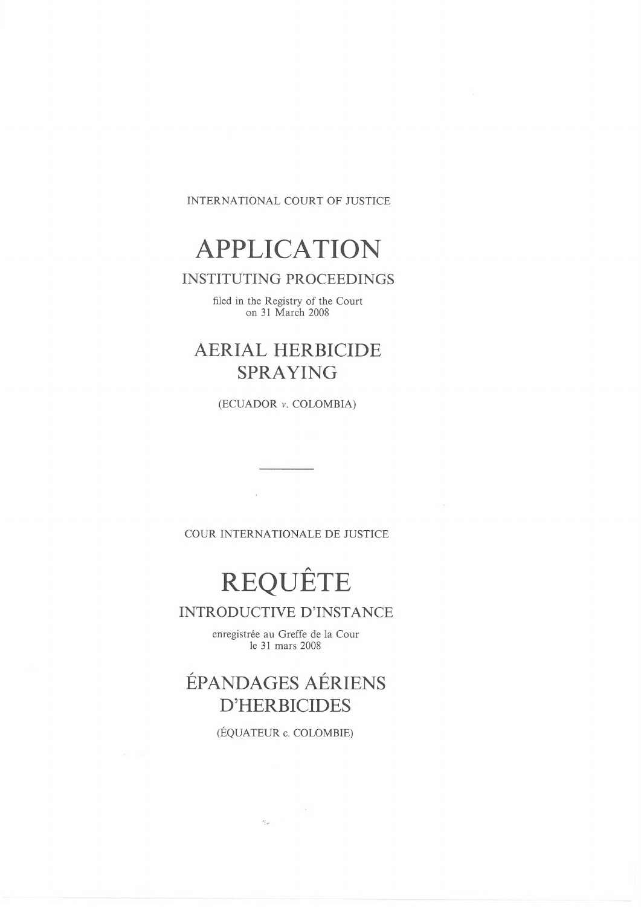INTERNATIONAL COURT OF JUSTICE

# APPLICATION

## INSTITUTING PROCEEDINGS

filed in the Registry of the Court
on 31 March 2008

# AERIAL HERBICIDE SPRAYING

(ECUADOR *v.* COLOMBIA)

---

COUR INTERNATIONALE DE JUSTICE

# REQUÊTE

## INTRODUCTIVE D'INSTANCE

enregistrée au Greffe de la Cour
le 31 mars 2008

# ÉPANDAGES AÉRIENS D'HERBICIDES

(ÉQUATEUR c. COLOMBIE)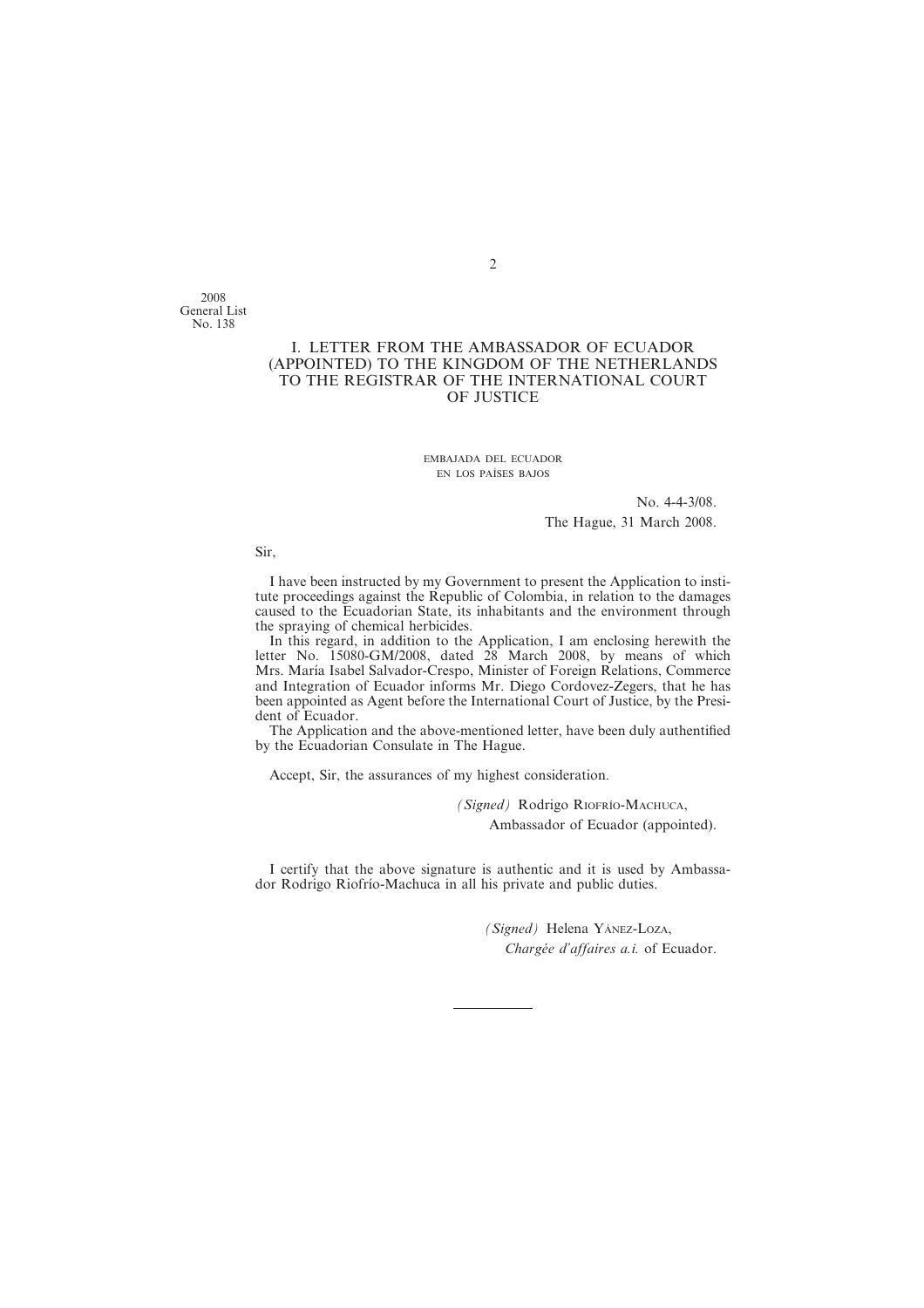2008
General List
No. 138

## I. LETTER FROM THE AMBASSADOR OF ECUADOR (APPOINTED) TO THE KINGDOM OF THE NETHERLANDS TO THE REGISTRAR OF THE INTERNATIONAL COURT OF JUSTICE

EMBAJADA DEL ECUADOR
EN LOS PAÍSES BAJOS

No. 4-4-3/08.
The Hague, 31 March 2008.

Sir,

I have been instructed by my Government to present the Application to institute proceedings against the Republic of Colombia, in relation to the damages caused to the Ecuadorian State, its inhabitants and the environment through the spraying of chemical herbicides.

In this regard, in addition to the Application, I am enclosing herewith the letter No. 15080-GM/2008, dated 28 March 2008, by means of which Mrs. María Isabel Salvador-Crespo, Minister of Foreign Relations, Commerce and Integration of Ecuador informs Mr. Diego Cordovez-Zegers, that he has been appointed as Agent before the International Court of Justice, by the President of Ecuador.

The Application and the above-mentioned letter, have been duly authentified by the Ecuadorian Consulate in The Hague.

Accept, Sir, the assurances of my highest consideration.

*(Signed)* Rodrigo RIOFRÍO-MACHUCA,
Ambassador of Ecuador (appointed).

I certify that the above signature is authentic and it is used by Ambassador Rodrigo Riofrío-Machuca in all his private and public duties.

*(Signed)* Helena YÁNEZ-LOZA,
*Chargée d'affaires a.i.* of Ecuador.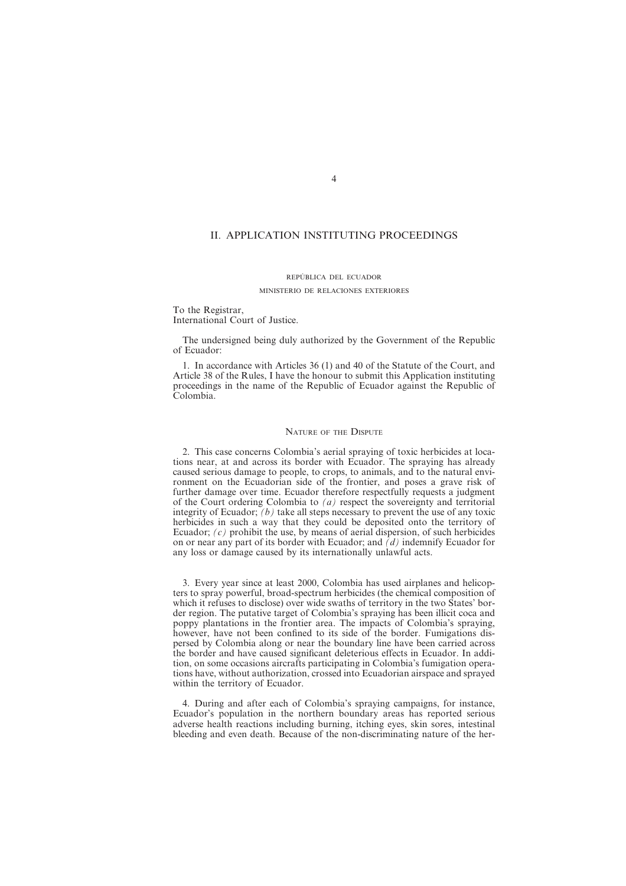## II. APPLICATION INSTITUTING PROCEEDINGS

REPÚBLICA DEL ECUADOR

MINISTERIO DE RELACIONES EXTERIORES

To the Registrar,
International Court of Justice.

The undersigned being duly authorized by the Government of the Republic of Ecuador:

1. In accordance with Articles 36 (1) and 40 of the Statute of the Court, and Article 38 of the Rules, I have the honour to submit this Application instituting proceedings in the name of the Republic of Ecuador against the Republic of Colombia.

### Nature of the Dispute

2. This case concerns Colombia's aerial spraying of toxic herbicides at locations near, at and across its border with Ecuador. The spraying has already caused serious damage to people, to crops, to animals, and to the natural environment on the Ecuadorian side of the frontier, and poses a grave risk of further damage over time. Ecuador therefore respectfully requests a judgment of the Court ordering Colombia to *(a)* respect the sovereignty and territorial integrity of Ecuador; *(b)* take all steps necessary to prevent the use of any toxic herbicides in such a way that they could be deposited onto the territory of Ecuador; *(c)* prohibit the use, by means of aerial dispersion, of such herbicides on or near any part of its border with Ecuador; and *(d)* indemnify Ecuador for any loss or damage caused by its internationally unlawful acts.

3. Every year since at least 2000, Colombia has used airplanes and helicopters to spray powerful, broad-spectrum herbicides (the chemical composition of which it refuses to disclose) over wide swaths of territory in the two States' border region. The putative target of Colombia's spraying has been illicit coca and poppy plantations in the frontier area. The impacts of Colombia's spraying, however, have not been confined to its side of the border. Fumigations dispersed by Colombia along or near the boundary line have been carried across the border and have caused significant deleterious effects in Ecuador. In addition, on some occasions aircrafts participating in Colombia's fumigation operations have, without authorization, crossed into Ecuadorian airspace and sprayed within the territory of Ecuador.

4. During and after each of Colombia's spraying campaigns, for instance, Ecuador's population in the northern boundary areas has reported serious adverse health reactions including burning, itching eyes, skin sores, intestinal bleeding and even death. Because of the non-discriminating nature of the her-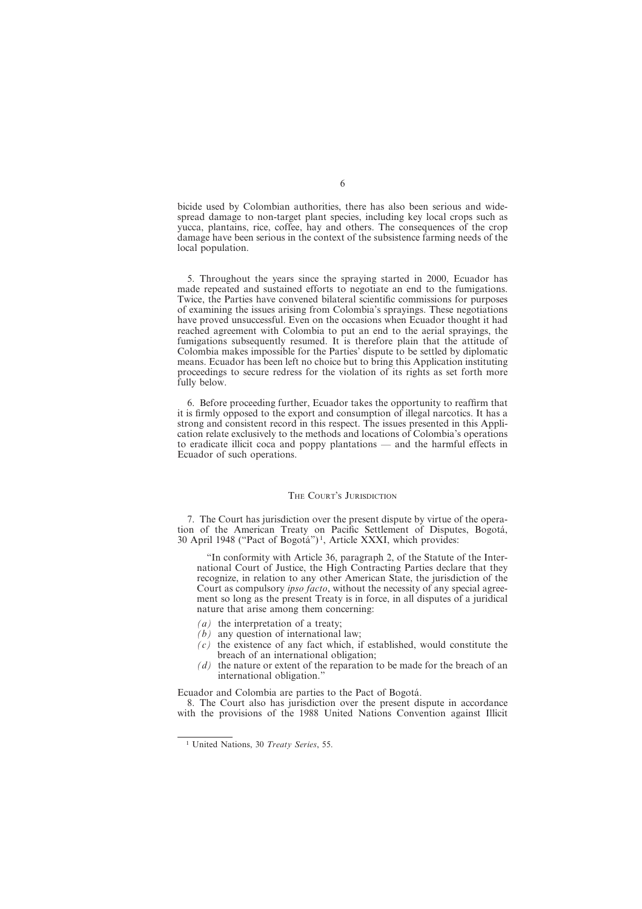bicide used by Colombian authorities, there has also been serious and widespread damage to non-target plant species, including key local crops such as yucca, plantains, rice, coffee, hay and others. The consequences of the crop damage have been serious in the context of the subsistence farming needs of the local population.

5. Throughout the years since the spraying started in 2000, Ecuador has made repeated and sustained efforts to negotiate an end to the fumigations. Twice, the Parties have convened bilateral scientific commissions for purposes of examining the issues arising from Colombia's sprayings. These negotiations have proved unsuccessful. Even on the occasions when Ecuador thought it had reached agreement with Colombia to put an end to the aerial sprayings, the fumigations subsequently resumed. It is therefore plain that the attitude of Colombia makes impossible for the Parties' dispute to be settled by diplomatic means. Ecuador has been left no choice but to bring this Application instituting proceedings to secure redress for the violation of its rights as set forth more fully below.

6. Before proceeding further, Ecuador takes the opportunity to reaffirm that it is firmly opposed to the export and consumption of illegal narcotics. It has a strong and consistent record in this respect. The issues presented in this Application relate exclusively to the methods and locations of Colombia's operations to eradicate illicit coca and poppy plantations — and the harmful effects in Ecuador of such operations.

## The Court's Jurisdiction

7. The Court has jurisdiction over the present dispute by virtue of the operation of the American Treaty on Pacific Settlement of Disputes, Bogotá, 30 April 1948 ("Pact of Bogotá")[1], Article XXXI, which provides:

> "In conformity with Article 36, paragraph 2, of the Statute of the International Court of Justice, the High Contracting Parties declare that they recognize, in relation to any other American State, the jurisdiction of the Court as compulsory *ipso facto*, without the necessity of any special agreement so long as the present Treaty is in force, in all disputes of a juridical nature that arise among them concerning:
>
> *(a)* the interpretation of a treaty;
> *(b)* any question of international law;
> *(c)* the existence of any fact which, if established, would constitute the breach of an international obligation;
> *(d)* the nature or extent of the reparation to be made for the breach of an international obligation."

Ecuador and Colombia are parties to the Pact of Bogotá.

8. The Court also has jurisdiction over the present dispute in accordance with the provisions of the 1988 United Nations Convention against Illicit

[1] United Nations, 30 *Treaty Series*, 55.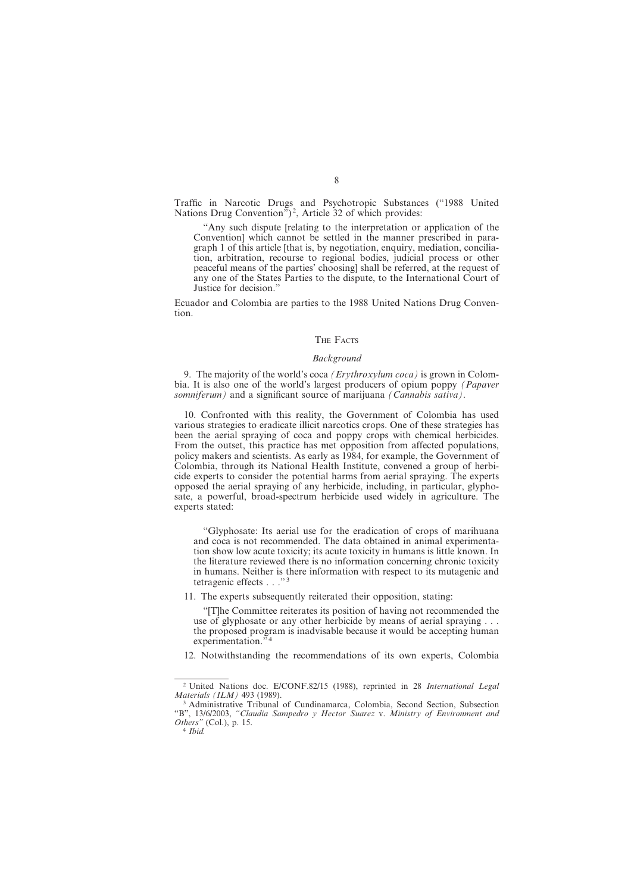Traffic in Narcotic Drugs and Psychotropic Substances ("1988 United Nations Drug Convention")[2], Article 32 of which provides:

> "Any such dispute [relating to the interpretation or application of the Convention] which cannot be settled in the manner prescribed in paragraph 1 of this article [that is, by negotiation, enquiry, mediation, conciliation, arbitration, recourse to regional bodies, judicial process or other peaceful means of the parties' choosing] shall be referred, at the request of any one of the States Parties to the dispute, to the International Court of Justice for decision."

Ecuador and Colombia are parties to the 1988 United Nations Drug Convention.

## The Facts

### *Background*

9. The majority of the world's coca *(Erythroxylum coca)* is grown in Colombia. It is also one of the world's largest producers of opium poppy *(Papaver somniferum)* and a significant source of marijuana *(Cannabis sativa)*.

10. Confronted with this reality, the Government of Colombia has used various strategies to eradicate illicit narcotics crops. One of these strategies has been the aerial spraying of coca and poppy crops with chemical herbicides. From the outset, this practice has met opposition from affected populations, policy makers and scientists. As early as 1984, for example, the Government of Colombia, through its National Health Institute, convened a group of herbicide experts to consider the potential harms from aerial spraying. The experts opposed the aerial spraying of any herbicide, including, in particular, glyphosate, a powerful, broad-spectrum herbicide used widely in agriculture. The experts stated:

> "Glyphosate: Its aerial use for the eradication of crops of marihuana and coca is not recommended. The data obtained in animal experimentation show low acute toxicity; its acute toxicity in humans is little known. In the literature reviewed there is no information concerning chronic toxicity in humans. Neither is there information with respect to its mutagenic and tetragenic effects . . ."[3]

11. The experts subsequently reiterated their opposition, stating:

> "[T]he Committee reiterates its position of having not recommended the use of glyphosate or any other herbicide by means of aerial spraying . . . the proposed program is inadvisable because it would be accepting human experimentation."[4]

12. Notwithstanding the recommendations of its own experts, Colombia

---

[2] United Nations doc. E/CONF.82/15 (1988), reprinted in 28 *International Legal Materials (ILM)* 493 (1989).

[3] Administrative Tribunal of Cundinamarca, Colombia, Second Section, Subsection "B", 13/6/2003, *"Claudia Sampedro y Hector Suarez* v. *Ministry of Environment and Others"* (Col.), p. 15.

[4] *Ibid.*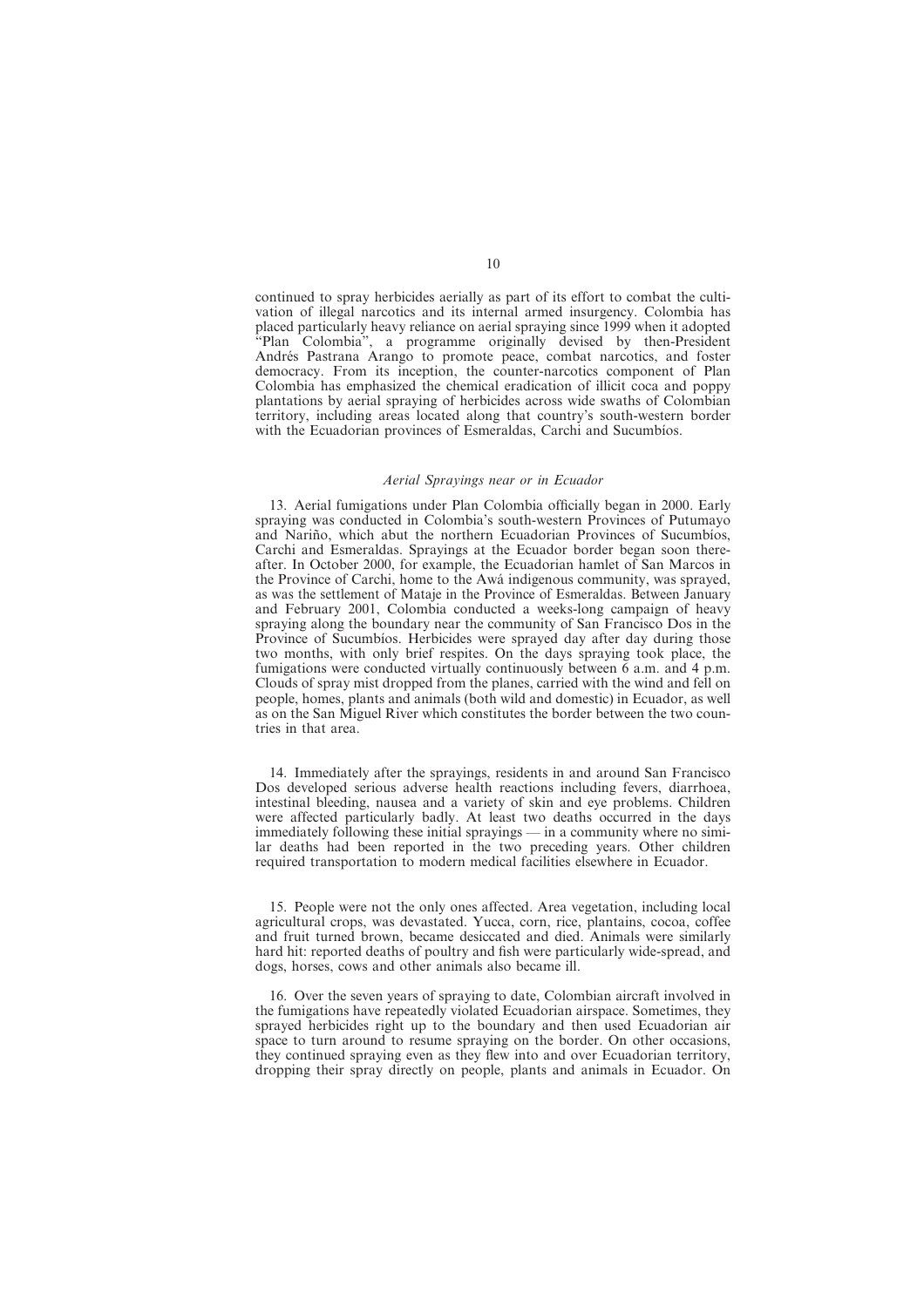continued to spray herbicides aerially as part of its effort to combat the cultivation of illegal narcotics and its internal armed insurgency. Colombia has placed particularly heavy reliance on aerial spraying since 1999 when it adopted "Plan Colombia", a programme originally devised by then-President Andrés Pastrana Arango to promote peace, combat narcotics, and foster democracy. From its inception, the counter-narcotics component of Plan Colombia has emphasized the chemical eradication of illicit coca and poppy plantations by aerial spraying of herbicides across wide swaths of Colombian territory, including areas located along that country's south-western border with the Ecuadorian provinces of Esmeraldas, Carchi and Sucumbíos.

### *Aerial Sprayings near or in Ecuador*

13. Aerial fumigations under Plan Colombia officially began in 2000. Early spraying was conducted in Colombia's south-western Provinces of Putumayo and Nariño, which abut the northern Ecuadorian Provinces of Sucumbíos, Carchi and Esmeraldas. Sprayings at the Ecuador border began soon thereafter. In October 2000, for example, the Ecuadorian hamlet of San Marcos in the Province of Carchi, home to the Awá indigenous community, was sprayed, as was the settlement of Mataje in the Province of Esmeraldas. Between January and February 2001, Colombia conducted a weeks-long campaign of heavy spraying along the boundary near the community of San Francisco Dos in the Province of Sucumbíos. Herbicides were sprayed day after day during those two months, with only brief respites. On the days spraying took place, the fumigations were conducted virtually continuously between 6 a.m. and 4 p.m. Clouds of spray mist dropped from the planes, carried with the wind and fell on people, homes, plants and animals (both wild and domestic) in Ecuador, as well as on the San Miguel River which constitutes the border between the two countries in that area.

14. Immediately after the sprayings, residents in and around San Francisco Dos developed serious adverse health reactions including fevers, diarrhoea, intestinal bleeding, nausea and a variety of skin and eye problems. Children were affected particularly badly. At least two deaths occurred in the days immediately following these initial sprayings — in a community where no similar deaths had been reported in the two preceding years. Other children required transportation to modern medical facilities elsewhere in Ecuador.

15. People were not the only ones affected. Area vegetation, including local agricultural crops, was devastated. Yucca, corn, rice, plantains, cocoa, coffee and fruit turned brown, became desiccated and died. Animals were similarly hard hit: reported deaths of poultry and fish were particularly wide-spread, and dogs, horses, cows and other animals also became ill.

16. Over the seven years of spraying to date, Colombian aircraft involved in the fumigations have repeatedly violated Ecuadorian airspace. Sometimes, they sprayed herbicides right up to the boundary and then used Ecuadorian air space to turn around to resume spraying on the border. On other occasions, they continued spraying even as they flew into and over Ecuadorian territory, dropping their spray directly on people, plants and animals in Ecuador. On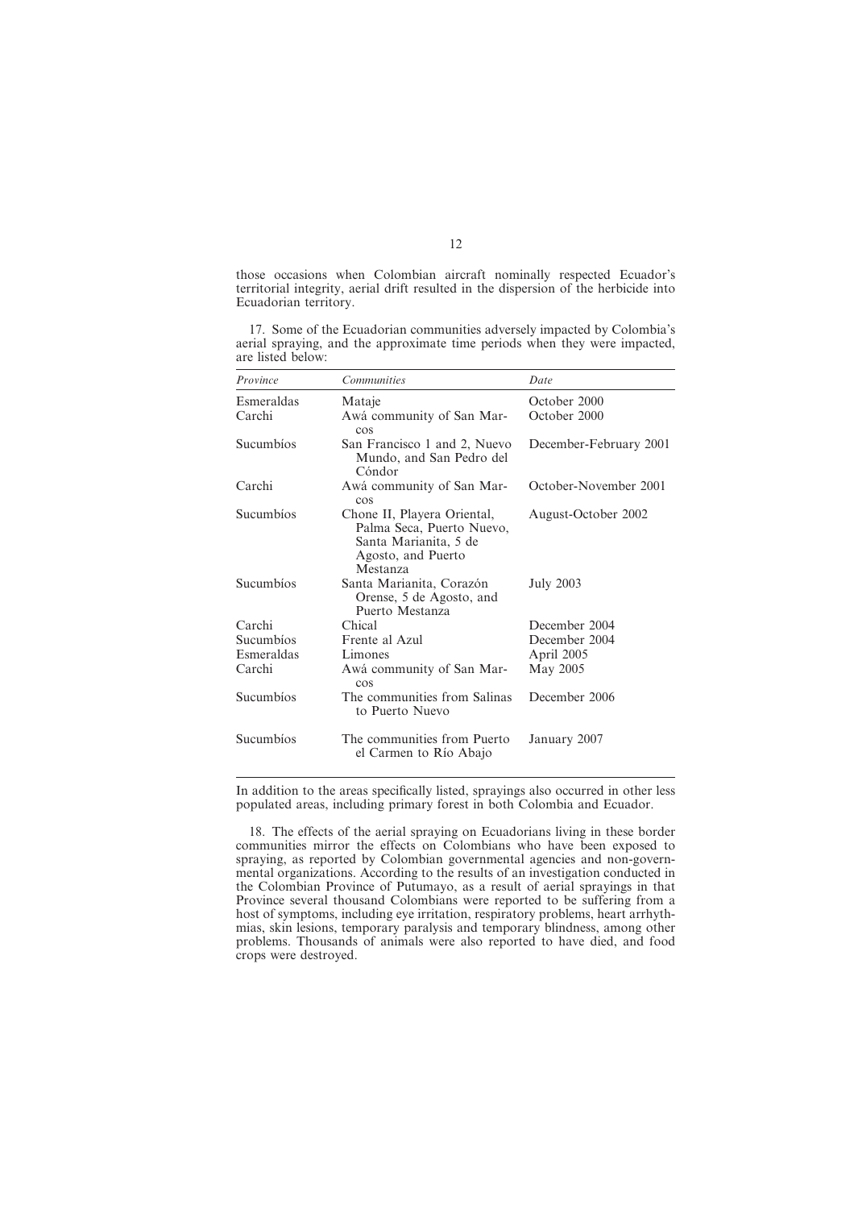those occasions when Colombian aircraft nominally respected Ecuador's territorial integrity, aerial drift resulted in the dispersion of the herbicide into Ecuadorian territory.

17. Some of the Ecuadorian communities adversely impacted by Colombia's aerial spraying, and the approximate time periods when they were impacted, are listed below:

| *Province* | *Communities* | *Date* |
|---|---|---|
| Esmeraldas | Mataje | October 2000 |
| Carchi | Awá community of San Marcos | October 2000 |
| Sucumbíos | San Francisco 1 and 2, Nuevo Mundo, and San Pedro del Cóndor | December-February 2001 |
| Carchi | Awá community of San Marcos | October-November 2001 |
| Sucumbíos | Chone II, Playera Oriental, Palma Seca, Puerto Nuevo, Santa Marianita, 5 de Agosto, and Puerto Mestanza | August-October 2002 |
| Sucumbíos | Santa Marianita, Corazón Orense, 5 de Agosto, and Puerto Mestanza | July 2003 |
| Carchi | Chical | December 2004 |
| Sucumbíos | Frente al Azul | December 2004 |
| Esmeraldas | Limones | April 2005 |
| Carchi | Awá community of San Marcos | May 2005 |
| Sucumbíos | The communities from Salinas to Puerto Nuevo | December 2006 |
| Sucumbíos | The communities from Puerto el Carmen to Río Abajo | January 2007 |

In addition to the areas specifically listed, sprayings also occurred in other less populated areas, including primary forest in both Colombia and Ecuador.

18. The effects of the aerial spraying on Ecuadorians living in these border communities mirror the effects on Colombians who have been exposed to spraying, as reported by Colombian governmental agencies and non-governmental organizations. According to the results of an investigation conducted in the Colombian Province of Putumayo, as a result of aerial sprayings in that Province several thousand Colombians were reported to be suffering from a host of symptoms, including eye irritation, respiratory problems, heart arrhythmias, skin lesions, temporary paralysis and temporary blindness, among other problems. Thousands of animals were also reported to have died, and food crops were destroyed.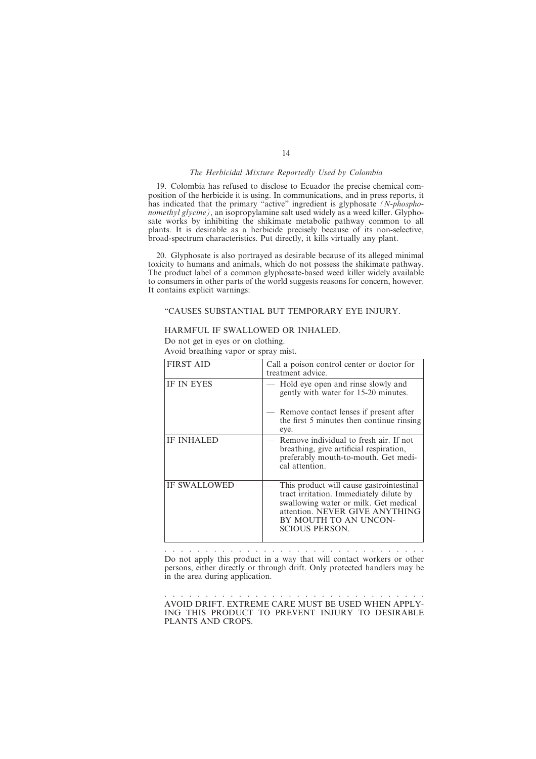*The Herbicidal Mixture Reportedly Used by Colombia*

19. Colombia has refused to disclose to Ecuador the precise chemical composition of the herbicide it is using. In communications, and in press reports, it has indicated that the primary "active" ingredient is glyphosate *(N-phosphonomethyl glycine)*, an isopropylamine salt used widely as a weed killer. Glyphosate works by inhibiting the shikimate metabolic pathway common to all plants. It is desirable as a herbicide precisely because of its non-selective, broad-spectrum characteristics. Put directly, it kills virtually any plant.

20. Glyphosate is also portrayed as desirable because of its alleged minimal toxicity to humans and animals, which do not possess the shikimate pathway. The product label of a common glyphosate-based weed killer widely available to consumers in other parts of the world suggests reasons for concern, however. It contains explicit warnings:

"CAUSES SUBSTANTIAL BUT TEMPORARY EYE INJURY.

HARMFUL IF SWALLOWED OR INHALED.

Do not get in eyes or on clothing.

Avoid breathing vapor or spray mist.

| FIRST AID | Call a poison control center or doctor for treatment advice. |
|---|---|
| IF IN EYES | — Hold eye open and rinse slowly and gently with water for 15-20 minutes.<br>— Remove contact lenses if present after the first 5 minutes then continue rinsing eye. |
| IF INHALED | — Remove individual to fresh air. If not breathing, give artificial respiration, preferably mouth-to-mouth. Get medical attention. |
| IF SWALLOWED | — This product will cause gastrointestinal tract irritation. Immediately dilute by swallowing water or milk. Get medical attention. NEVER GIVE ANYTHING BY MOUTH TO AN UNCONSCIOUS PERSON. |

. . . . . . . . . . . . . . . . . . . . . . . . . . . . . . . . .

Do not apply this product in a way that will contact workers or other persons, either directly or through drift. Only protected handlers may be in the area during application.

. . . . . . . . . . . . . . . . . . . . . . . . . . . . . . . . .

AVOID DRIFT. EXTREME CARE MUST BE USED WHEN APPLYING THIS PRODUCT TO PREVENT INJURY TO DESIRABLE PLANTS AND CROPS.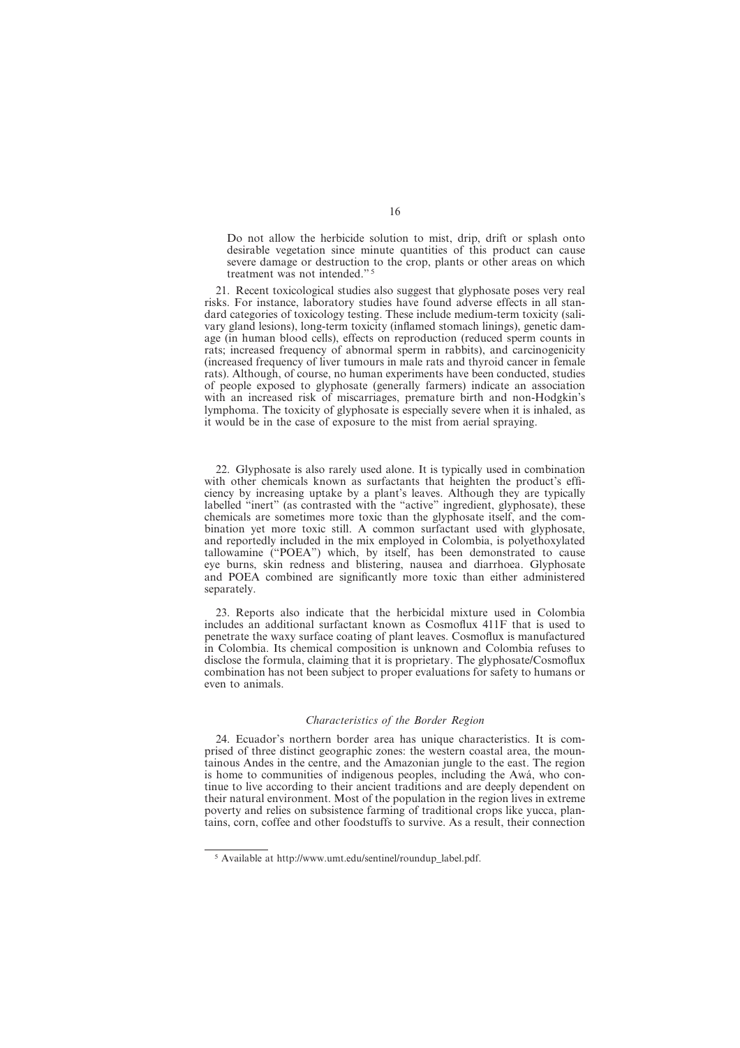Do not allow the herbicide solution to mist, drip, drift or splash onto desirable vegetation since minute quantities of this product can cause severe damage or destruction to the crop, plants or other areas on which treatment was not intended."[5]

21. Recent toxicological studies also suggest that glyphosate poses very real risks. For instance, laboratory studies have found adverse effects in all standard categories of toxicology testing. These include medium-term toxicity (salivary gland lesions), long-term toxicity (inflamed stomach linings), genetic damage (in human blood cells), effects on reproduction (reduced sperm counts in rats; increased frequency of abnormal sperm in rabbits), and carcinogenicity (increased frequency of liver tumours in male rats and thyroid cancer in female rats). Although, of course, no human experiments have been conducted, studies of people exposed to glyphosate (generally farmers) indicate an association with an increased risk of miscarriages, premature birth and non-Hodgkin's lymphoma. The toxicity of glyphosate is especially severe when it is inhaled, as it would be in the case of exposure to the mist from aerial spraying.

22. Glyphosate is also rarely used alone. It is typically used in combination with other chemicals known as surfactants that heighten the product's efficiency by increasing uptake by a plant's leaves. Although they are typically labelled "inert" (as contrasted with the "active" ingredient, glyphosate), these chemicals are sometimes more toxic than the glyphosate itself, and the combination yet more toxic still. A common surfactant used with glyphosate, and reportedly included in the mix employed in Colombia, is polyethoxylated tallowamine ("POEA") which, by itself, has been demonstrated to cause eye burns, skin redness and blistering, nausea and diarrhoea. Glyphosate and POEA combined are significantly more toxic than either administered separately.

23. Reports also indicate that the herbicidal mixture used in Colombia includes an additional surfactant known as Cosmoflux 411F that is used to penetrate the waxy surface coating of plant leaves. Cosmoflux is manufactured in Colombia. Its chemical composition is unknown and Colombia refuses to disclose the formula, claiming that it is proprietary. The glyphosate/Cosmoflux combination has not been subject to proper evaluations for safety to humans or even to animals.

### *Characteristics of the Border Region*

24. Ecuador's northern border area has unique characteristics. It is comprised of three distinct geographic zones: the western coastal area, the mountainous Andes in the centre, and the Amazonian jungle to the east. The region is home to communities of indigenous peoples, including the Awá, who continue to live according to their ancient traditions and are deeply dependent on their natural environment. Most of the population in the region lives in extreme poverty and relies on subsistence farming of traditional crops like yucca, plantains, corn, coffee and other foodstuffs to survive. As a result, their connection

---

[5] Available at http://www.umt.edu/sentinel/roundup_label.pdf.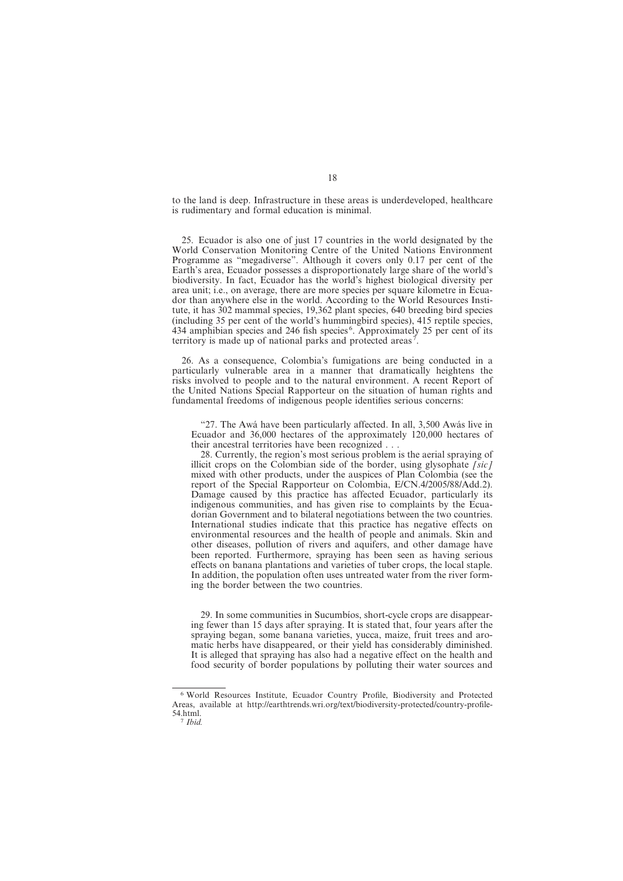to the land is deep. Infrastructure in these areas is underdeveloped, healthcare is rudimentary and formal education is minimal.

25. Ecuador is also one of just 17 countries in the world designated by the World Conservation Monitoring Centre of the United Nations Environment Programme as "megadiverse". Although it covers only 0.17 per cent of the Earth's area, Ecuador possesses a disproportionately large share of the world's biodiversity. In fact, Ecuador has the world's highest biological diversity per area unit; i.e., on average, there are more species per square kilometre in Ecuador than anywhere else in the world. According to the World Resources Institute, it has 302 mammal species, 19,362 plant species, 640 breeding bird species (including 35 per cent of the world's hummingbird species), 415 reptile species, 434 amphibian species and 246 fish species[6]. Approximately 25 per cent of its territory is made up of national parks and protected areas[7].

26. As a consequence, Colombia's fumigations are being conducted in a particularly vulnerable area in a manner that dramatically heightens the risks involved to people and to the natural environment. A recent Report of the United Nations Special Rapporteur on the situation of human rights and fundamental freedoms of indigenous people identifies serious concerns:

> "27. The Awá have been particularly affected. In all, 3,500 Awás live in Ecuador and 36,000 hectares of the approximately 120,000 hectares of their ancestral territories have been recognized . . .
>
> 28. Currently, the region's most serious problem is the aerial spraying of illicit crops on the Colombian side of the border, using glysophate *[sic]* mixed with other products, under the auspices of Plan Colombia (see the report of the Special Rapporteur on Colombia, E/CN.4/2005/88/Add.2). Damage caused by this practice has affected Ecuador, particularly its indigenous communities, and has given rise to complaints by the Ecuadorian Government and to bilateral negotiations between the two countries. International studies indicate that this practice has negative effects on environmental resources and the health of people and animals. Skin and other diseases, pollution of rivers and aquifers, and other damage have been reported. Furthermore, spraying has been seen as having serious effects on banana plantations and varieties of tuber crops, the local staple. In addition, the population often uses untreated water from the river forming the border between the two countries.
>
> 29. In some communities in Sucumbíos, short-cycle crops are disappearing fewer than 15 days after spraying. It is stated that, four years after the spraying began, some banana varieties, yucca, maize, fruit trees and aromatic herbs have disappeared, or their yield has considerably diminished. It is alleged that spraying has also had a negative effect on the health and food security of border populations by polluting their water sources and

---

[6] World Resources Institute, Ecuador Country Profile, Biodiversity and Protected Areas, available at http://earthtrends.wri.org/text/biodiversity-protected/country-profile-54.html.

[7] *Ibid.*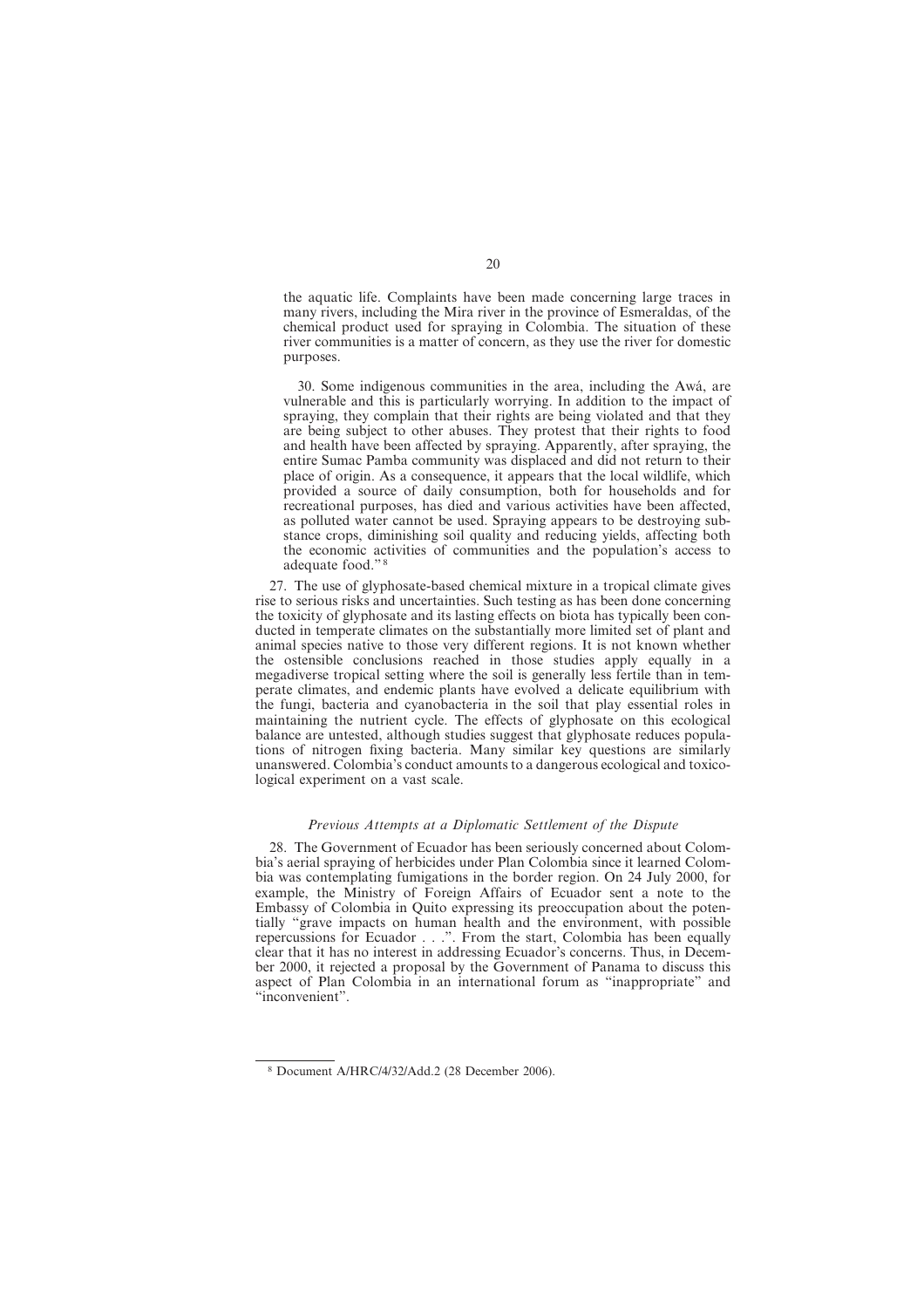the aquatic life. Complaints have been made concerning large traces in many rivers, including the Mira river in the province of Esmeraldas, of the chemical product used for spraying in Colombia. The situation of these river communities is a matter of concern, as they use the river for domestic purposes.

30. Some indigenous communities in the area, including the Awá, are vulnerable and this is particularly worrying. In addition to the impact of spraying, they complain that their rights are being violated and that they are being subject to other abuses. They protest that their rights to food and health have been affected by spraying. Apparently, after spraying, the entire Sumac Pamba community was displaced and did not return to their place of origin. As a consequence, it appears that the local wildlife, which provided a source of daily consumption, both for households and for recreational purposes, has died and various activities have been affected, as polluted water cannot be used. Spraying appears to be destroying substance crops, diminishing soil quality and reducing yields, affecting both the economic activities of communities and the population's access to adequate food."[8]

27. The use of glyphosate-based chemical mixture in a tropical climate gives rise to serious risks and uncertainties. Such testing as has been done concerning the toxicity of glyphosate and its lasting effects on biota has typically been conducted in temperate climates on the substantially more limited set of plant and animal species native to those very different regions. It is not known whether the ostensible conclusions reached in those studies apply equally in a megadiverse tropical setting where the soil is generally less fertile than in temperate climates, and endemic plants have evolved a delicate equilibrium with the fungi, bacteria and cyanobacteria in the soil that play essential roles in maintaining the nutrient cycle. The effects of glyphosate on this ecological balance are untested, although studies suggest that glyphosate reduces populations of nitrogen fixing bacteria. Many similar key questions are similarly unanswered. Colombia's conduct amounts to a dangerous ecological and toxicological experiment on a vast scale.

### *Previous Attempts at a Diplomatic Settlement of the Dispute*

28. The Government of Ecuador has been seriously concerned about Colombia's aerial spraying of herbicides under Plan Colombia since it learned Colombia was contemplating fumigations in the border region. On 24 July 2000, for example, the Ministry of Foreign Affairs of Ecuador sent a note to the Embassy of Colombia in Quito expressing its preoccupation about the potentially "grave impacts on human health and the environment, with possible repercussions for Ecuador . . .". From the start, Colombia has been equally clear that it has no interest in addressing Ecuador's concerns. Thus, in December 2000, it rejected a proposal by the Government of Panama to discuss this aspect of Plan Colombia in an international forum as "inappropriate" and "inconvenient".

---

[8] Document A/HRC/4/32/Add.2 (28 December 2006).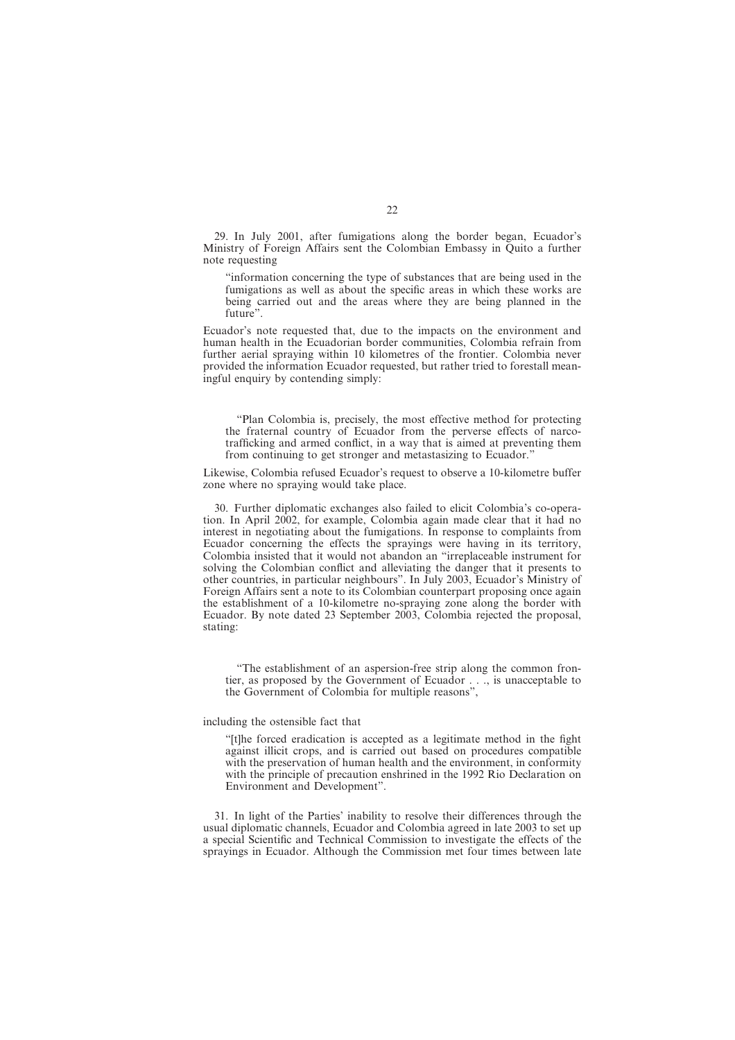29. In July 2001, after fumigations along the border began, Ecuador's Ministry of Foreign Affairs sent the Colombian Embassy in Quito a further note requesting

> "information concerning the type of substances that are being used in the fumigations as well as about the specific areas in which these works are being carried out and the areas where they are being planned in the future".

Ecuador's note requested that, due to the impacts on the environment and human health in the Ecuadorian border communities, Colombia refrain from further aerial spraying within 10 kilometres of the frontier. Colombia never provided the information Ecuador requested, but rather tried to forestall meaningful enquiry by contending simply:

> "Plan Colombia is, precisely, the most effective method for protecting the fraternal country of Ecuador from the perverse effects of narco-trafficking and armed conflict, in a way that is aimed at preventing them from continuing to get stronger and metastasizing to Ecuador."

Likewise, Colombia refused Ecuador's request to observe a 10-kilometre buffer zone where no spraying would take place.

30. Further diplomatic exchanges also failed to elicit Colombia's co-operation. In April 2002, for example, Colombia again made clear that it had no interest in negotiating about the fumigations. In response to complaints from Ecuador concerning the effects the sprayings were having in its territory, Colombia insisted that it would not abandon an "irreplaceable instrument for solving the Colombian conflict and alleviating the danger that it presents to other countries, in particular neighbours". In July 2003, Ecuador's Ministry of Foreign Affairs sent a note to its Colombian counterpart proposing once again the establishment of a 10-kilometre no-spraying zone along the border with Ecuador. By note dated 23 September 2003, Colombia rejected the proposal, stating:

> "The establishment of an aspersion-free strip along the common frontier, as proposed by the Government of Ecuador . . ., is unacceptable to the Government of Colombia for multiple reasons",

including the ostensible fact that

> "[t]he forced eradication is accepted as a legitimate method in the fight against illicit crops, and is carried out based on procedures compatible with the preservation of human health and the environment, in conformity with the principle of precaution enshrined in the 1992 Rio Declaration on Environment and Development".

31. In light of the Parties' inability to resolve their differences through the usual diplomatic channels, Ecuador and Colombia agreed in late 2003 to set up a special Scientific and Technical Commission to investigate the effects of the sprayings in Ecuador. Although the Commission met four times between late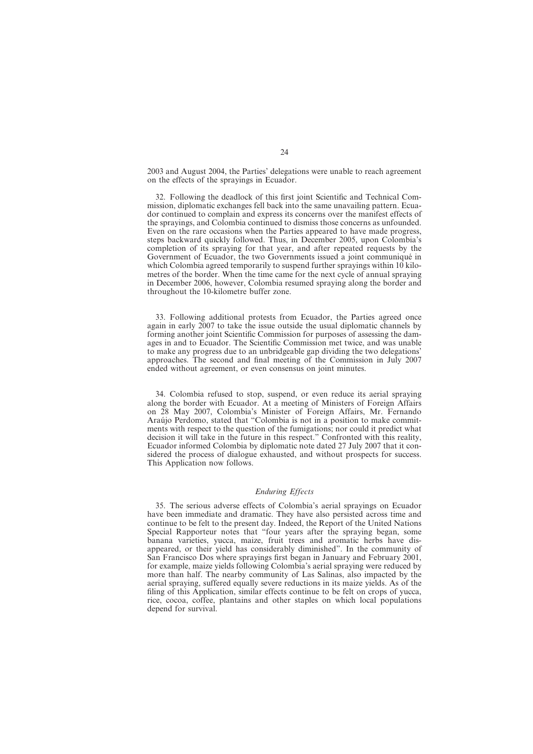2003 and August 2004, the Parties' delegations were unable to reach agreement on the effects of the sprayings in Ecuador.

32. Following the deadlock of this first joint Scientific and Technical Commission, diplomatic exchanges fell back into the same unavailing pattern. Ecuador continued to complain and express its concerns over the manifest effects of the sprayings, and Colombia continued to dismiss those concerns as unfounded. Even on the rare occasions when the Parties appeared to have made progress, steps backward quickly followed. Thus, in December 2005, upon Colombia's completion of its spraying for that year, and after repeated requests by the Government of Ecuador, the two Governments issued a joint communiqué in which Colombia agreed temporarily to suspend further sprayings within 10 kilometres of the border. When the time came for the next cycle of annual spraying in December 2006, however, Colombia resumed spraying along the border and throughout the 10-kilometre buffer zone.

33. Following additional protests from Ecuador, the Parties agreed once again in early 2007 to take the issue outside the usual diplomatic channels by forming another joint Scientific Commission for purposes of assessing the damages in and to Ecuador. The Scientific Commission met twice, and was unable to make any progress due to an unbridgeable gap dividing the two delegations' approaches. The second and final meeting of the Commission in July 2007 ended without agreement, or even consensus on joint minutes.

34. Colombia refused to stop, suspend, or even reduce its aerial spraying along the border with Ecuador. At a meeting of Ministers of Foreign Affairs on 28 May 2007, Colombia's Minister of Foreign Affairs, Mr. Fernando Araújo Perdomo, stated that "Colombia is not in a position to make commitments with respect to the question of the fumigations; nor could it predict what decision it will take in the future in this respect." Confronted with this reality, Ecuador informed Colombia by diplomatic note dated 27 July 2007 that it considered the process of dialogue exhausted, and without prospects for success. This Application now follows.

### *Enduring Effects*

35. The serious adverse effects of Colombia's aerial sprayings on Ecuador have been immediate and dramatic. They have also persisted across time and continue to be felt to the present day. Indeed, the Report of the United Nations Special Rapporteur notes that "four years after the spraying began, some banana varieties, yucca, maize, fruit trees and aromatic herbs have disappeared, or their yield has considerably diminished". In the community of San Francisco Dos where sprayings first began in January and February 2001, for example, maize yields following Colombia's aerial spraying were reduced by more than half. The nearby community of Las Salinas, also impacted by the aerial spraying, suffered equally severe reductions in its maize yields. As of the filing of this Application, similar effects continue to be felt on crops of yucca, rice, cocoa, coffee, plantains and other staples on which local populations depend for survival.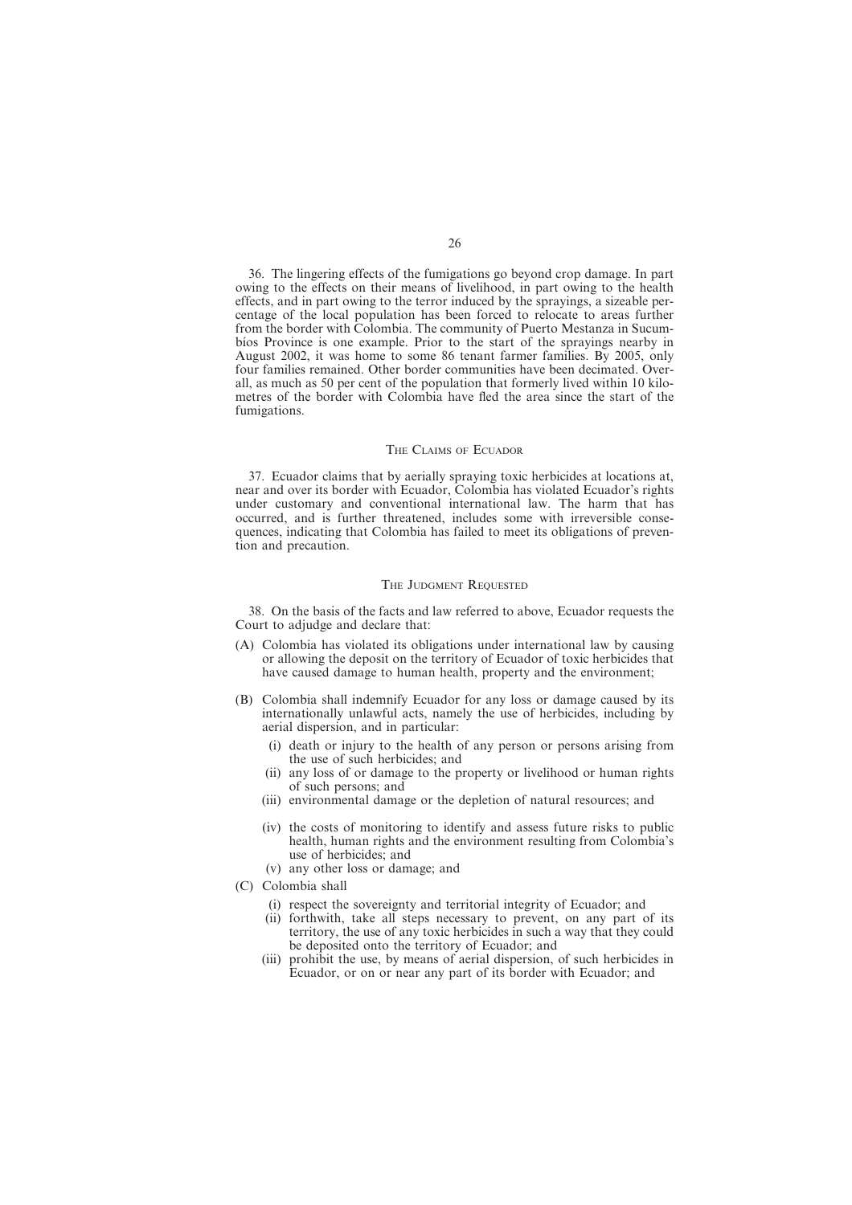36. The lingering effects of the fumigations go beyond crop damage. In part owing to the effects on their means of livelihood, in part owing to the health effects, and in part owing to the terror induced by the sprayings, a sizeable percentage of the local population has been forced to relocate to areas further from the border with Colombia. The community of Puerto Mestanza in Sucumbíos Province is one example. Prior to the start of the sprayings nearby in August 2002, it was home to some 86 tenant farmer families. By 2005, only four families remained. Other border communities have been decimated. Overall, as much as 50 per cent of the population that formerly lived within 10 kilometres of the border with Colombia have fled the area since the start of the fumigations.

## The Claims of Ecuador

37. Ecuador claims that by aerially spraying toxic herbicides at locations at, near and over its border with Ecuador, Colombia has violated Ecuador's rights under customary and conventional international law. The harm that has occurred, and is further threatened, includes some with irreversible consequences, indicating that Colombia has failed to meet its obligations of prevention and precaution.

## The Judgment Requested

38. On the basis of the facts and law referred to above, Ecuador requests the Court to adjudge and declare that:

(A) Colombia has violated its obligations under international law by causing or allowing the deposit on the territory of Ecuador of toxic herbicides that have caused damage to human health, property and the environment;

(B) Colombia shall indemnify Ecuador for any loss or damage caused by its internationally unlawful acts, namely the use of herbicides, including by aerial dispersion, and in particular:

   (i) death or injury to the health of any person or persons arising from the use of such herbicides; and
   (ii) any loss of or damage to the property or livelihood or human rights of such persons; and
   (iii) environmental damage or the depletion of natural resources; and
   (iv) the costs of monitoring to identify and assess future risks to public health, human rights and the environment resulting from Colombia's use of herbicides; and
   (v) any other loss or damage; and

(C) Colombia shall

   (i) respect the sovereignty and territorial integrity of Ecuador; and
   (ii) forthwith, take all steps necessary to prevent, on any part of its territory, the use of any toxic herbicides in such a way that they could be deposited onto the territory of Ecuador; and
   (iii) prohibit the use, by means of aerial dispersion, of such herbicides in Ecuador, or on or near any part of its border with Ecuador; and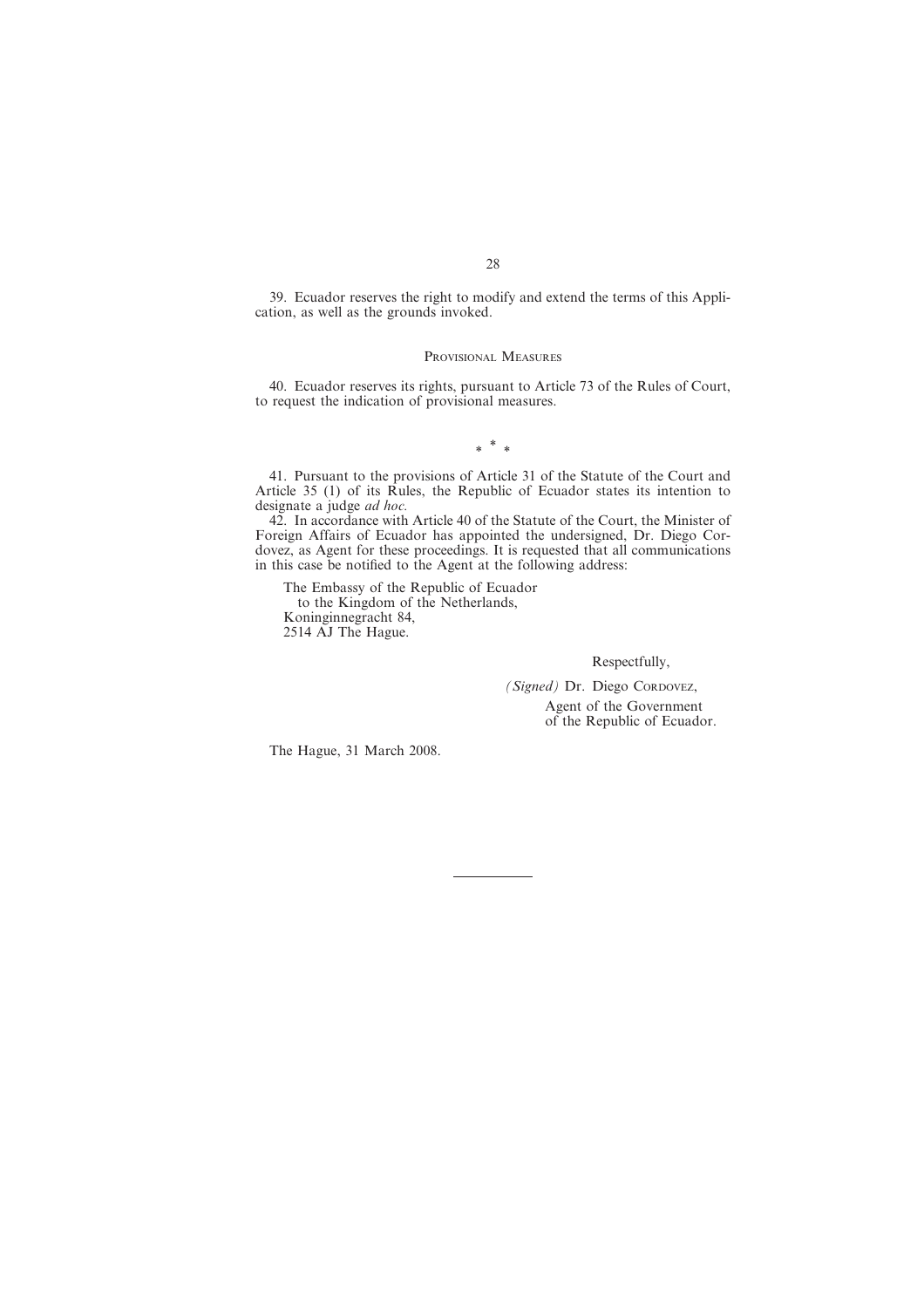39. Ecuador reserves the right to modify and extend the terms of this Application, as well as the grounds invoked.

## Provisional Measures

40. Ecuador reserves its rights, pursuant to Article 73 of the Rules of Court, to request the indication of provisional measures.

\* \* \*

41. Pursuant to the provisions of Article 31 of the Statute of the Court and Article 35 (1) of its Rules, the Republic of Ecuador states its intention to designate a judge *ad hoc.*

42. In accordance with Article 40 of the Statute of the Court, the Minister of Foreign Affairs of Ecuador has appointed the undersigned, Dr. Diego Cordovez, as Agent for these proceedings. It is requested that all communications in this case be notified to the Agent at the following address:

The Embassy of the Republic of Ecuador
to the Kingdom of the Netherlands,
Koninginnegracht 84,
2514 AJ The Hague.

Respectfully,

*(Signed)* Dr. Diego Cordovez,
Agent of the Government
of the Republic of Ecuador.

The Hague, 31 March 2008.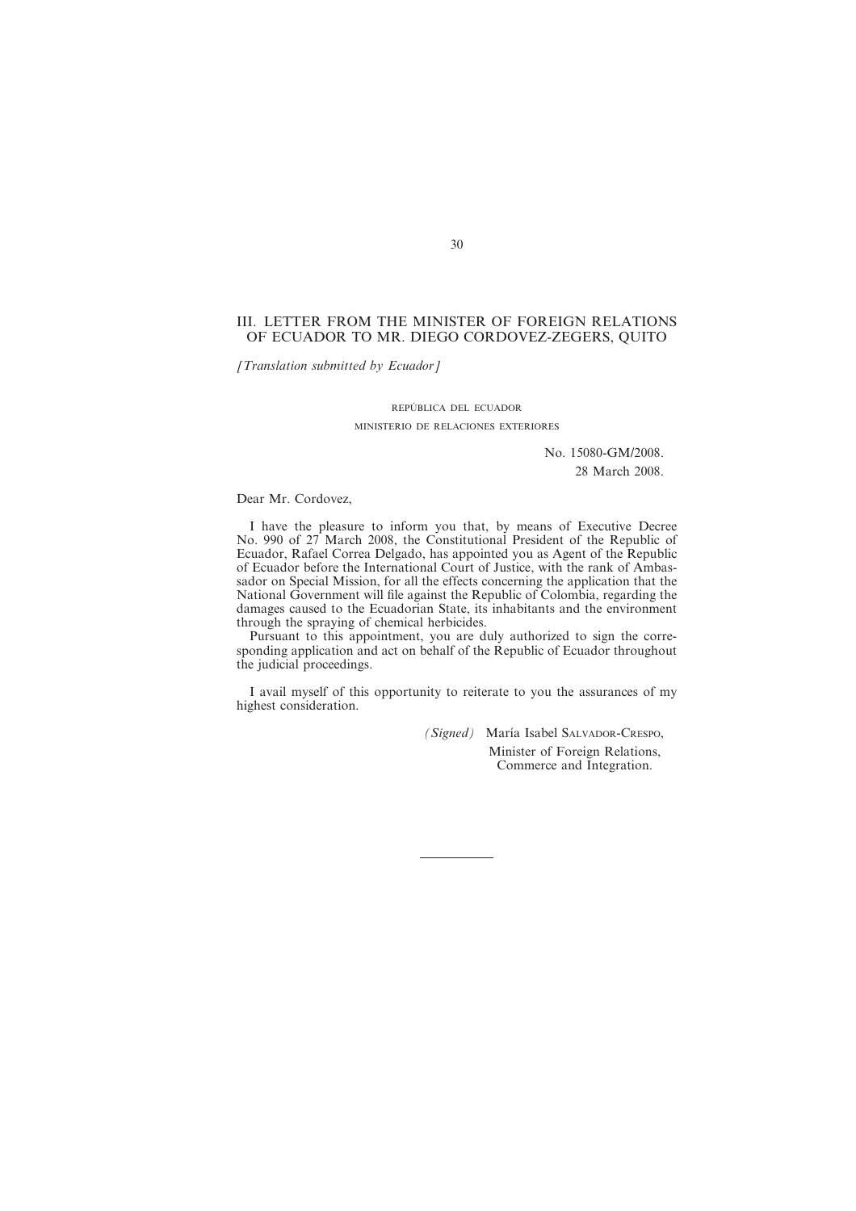## III. LETTER FROM THE MINISTER OF FOREIGN RELATIONS OF ECUADOR TO MR. DIEGO CORDOVEZ-ZEGERS, QUITO

*[Translation submitted by Ecuador]*

REPÚBLICA DEL ECUADOR

MINISTERIO DE RELACIONES EXTERIORES

No. 15080-GM/2008.
28 March 2008.

Dear Mr. Cordovez,

I have the pleasure to inform you that, by means of Executive Decree No. 990 of 27 March 2008, the Constitutional President of the Republic of Ecuador, Rafael Correa Delgado, has appointed you as Agent of the Republic of Ecuador before the International Court of Justice, with the rank of Ambassador on Special Mission, for all the effects concerning the application that the National Government will file against the Republic of Colombia, regarding the damages caused to the Ecuadorian State, its inhabitants and the environment through the spraying of chemical herbicides.

Pursuant to this appointment, you are duly authorized to sign the corresponding application and act on behalf of the Republic of Ecuador throughout the judicial proceedings.

I avail myself of this opportunity to reiterate to you the assurances of my highest consideration.

*(Signed)* María Isabel SALVADOR-CRESPO,
Minister of Foreign Relations,
Commerce and Integration.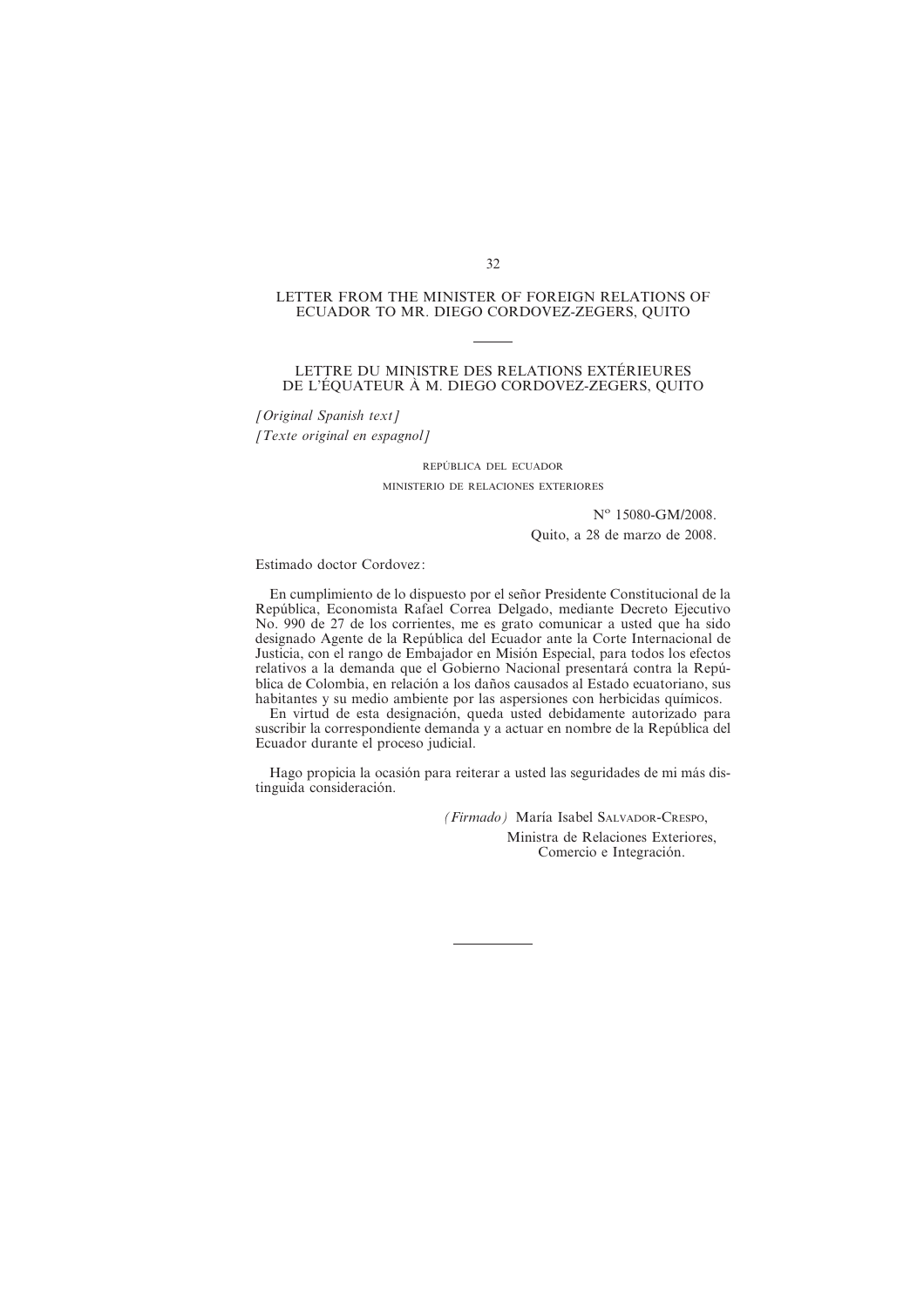## LETTER FROM THE MINISTER OF FOREIGN RELATIONS OF ECUADOR TO MR. DIEGO CORDOVEZ-ZEGERS, QUITO

---

## LETTRE DU MINISTRE DES RELATIONS EXTÉRIEURES DE L'ÉQUATEUR À M. DIEGO CORDOVEZ-ZEGERS, QUITO

*[Original Spanish text]*
*[Texte original en espagnol]*

REPÚBLICA DEL ECUADOR

MINISTERIO DE RELACIONES EXTERIORES

N° 15080-GM/2008.

Quito, a 28 de marzo de 2008.

Estimado doctor Cordovez:

En cumplimiento de lo dispuesto por el señor Presidente Constitucional de la República, Economista Rafael Correa Delgado, mediante Decreto Ejecutivo No. 990 de 27 de los corrientes, me es grato comunicar a usted que ha sido designado Agente de la República del Ecuador ante la Corte Internacional de Justicia, con el rango de Embajador en Misión Especial, para todos los efectos relativos a la demanda que el Gobierno Nacional presentará contra la República de Colombia, en relación a los daños causados al Estado ecuatoriano, sus habitantes y su medio ambiente por las aspersiones con herbicidas químicos.

En virtud de esta designación, queda usted debidamente autorizado para suscribir la correspondiente demanda y a actuar en nombre de la República del Ecuador durante el proceso judicial.

Hago propicia la ocasión para reiterar a usted las seguridades de mi más distinguida consideración.

*(Firmado)* María Isabel SALVADOR-CRESPO,
Ministra de Relaciones Exteriores,
Comercio e Integración.